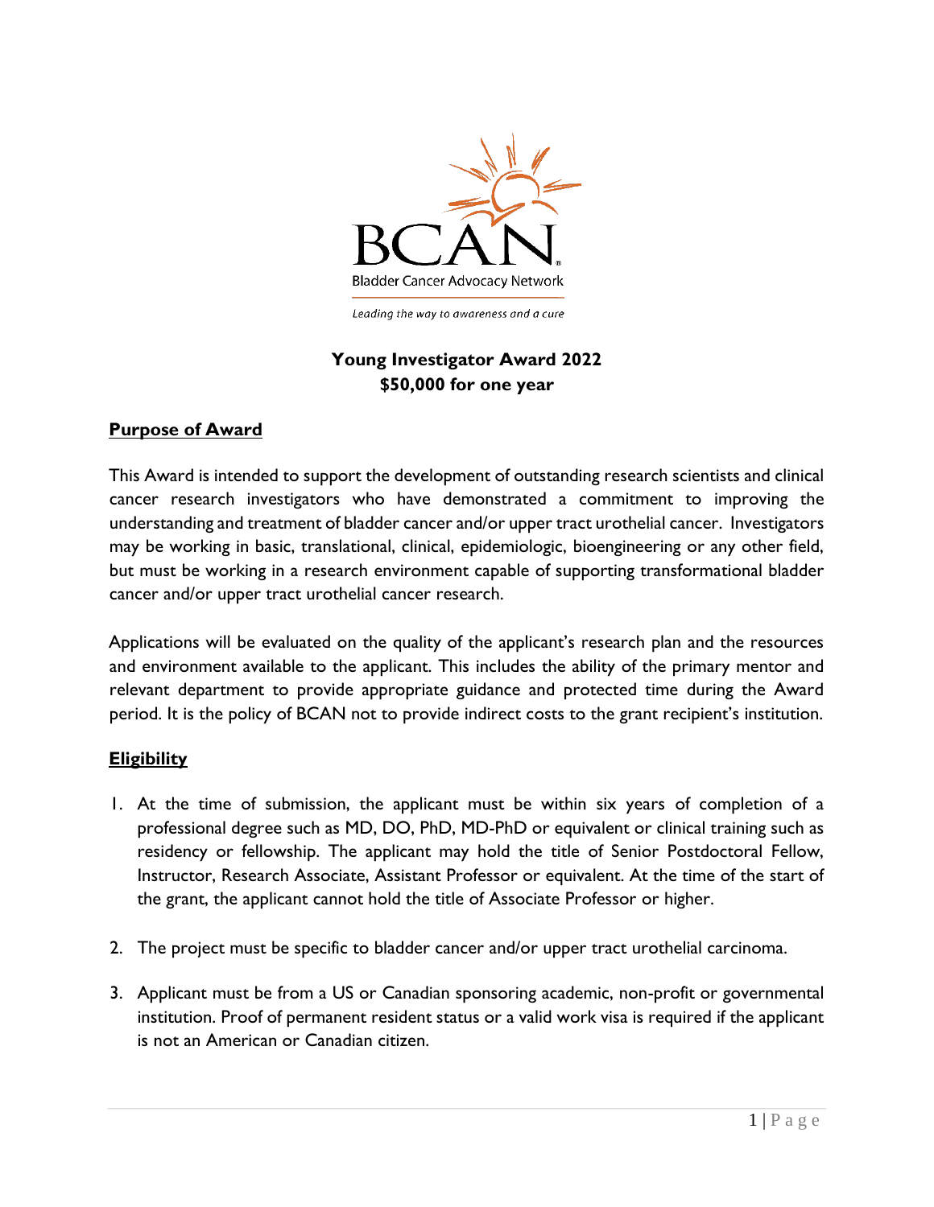BCAN

Bladder Cancer Advocacy Network

*Leading the way to awareness and a cure*

# Young Investigator Award 2022
# $50,000 for one year

## Purpose of Award

This Award is intended to support the development of outstanding research scientists and clinical cancer research investigators who have demonstrated a commitment to improving the understanding and treatment of bladder cancer and/or upper tract urothelial cancer. Investigators may be working in basic, translational, clinical, epidemiologic, bioengineering or any other field, but must be working in a research environment capable of supporting transformational bladder cancer and/or upper tract urothelial cancer research.

Applications will be evaluated on the quality of the applicant's research plan and the resources and environment available to the applicant. This includes the ability of the primary mentor and relevant department to provide appropriate guidance and protected time during the Award period. It is the policy of BCAN not to provide indirect costs to the grant recipient's institution.

## Eligibility

1. At the time of submission, the applicant must be within six years of completion of a professional degree such as MD, DO, PhD, MD-PhD or equivalent or clinical training such as residency or fellowship. The applicant may hold the title of Senior Postdoctoral Fellow, Instructor, Research Associate, Assistant Professor or equivalent. At the time of the start of the grant, the applicant cannot hold the title of Associate Professor or higher.

2. The project must be specific to bladder cancer and/or upper tract urothelial carcinoma.

3. Applicant must be from a US or Canadian sponsoring academic, non-profit or governmental institution. Proof of permanent resident status or a valid work visa is required if the applicant is not an American or Canadian citizen.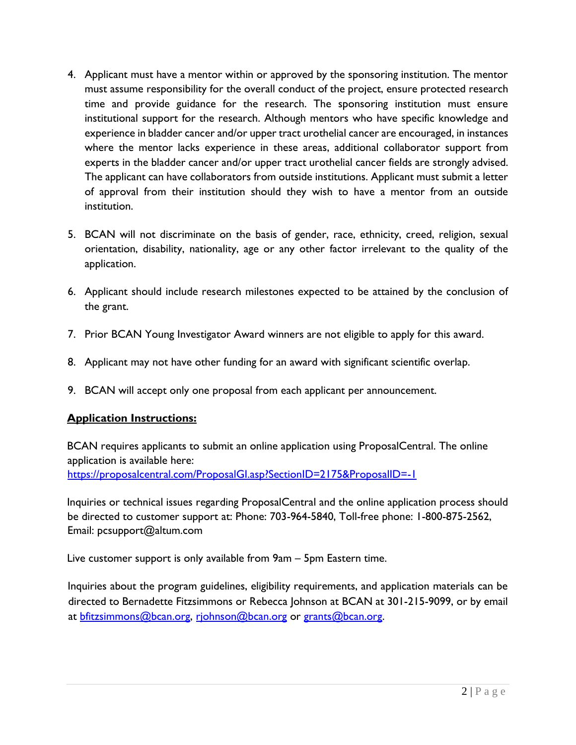4. Applicant must have a mentor within or approved by the sponsoring institution. The mentor must assume responsibility for the overall conduct of the project, ensure protected research time and provide guidance for the research. The sponsoring institution must ensure institutional support for the research. Although mentors who have specific knowledge and experience in bladder cancer and/or upper tract urothelial cancer are encouraged, in instances where the mentor lacks experience in these areas, additional collaborator support from experts in the bladder cancer and/or upper tract urothelial cancer fields are strongly advised. The applicant can have collaborators from outside institutions. Applicant must submit a letter of approval from their institution should they wish to have a mentor from an outside institution.

5. BCAN will not discriminate on the basis of gender, race, ethnicity, creed, religion, sexual orientation, disability, nationality, age or any other factor irrelevant to the quality of the application.

6. Applicant should include research milestones expected to be attained by the conclusion of the grant.

7. Prior BCAN Young Investigator Award winners are not eligible to apply for this award.

8. Applicant may not have other funding for an award with significant scientific overlap.

9. BCAN will accept only one proposal from each applicant per announcement.

**Application Instructions:**

BCAN requires applicants to submit an online application using ProposalCentral. The online application is available here: https://proposalcentral.com/ProposalGI.asp?SectionID=2175&ProposalID=-1

Inquiries or technical issues regarding ProposalCentral and the online application process should be directed to customer support at: Phone: 703-964-5840, Toll-free phone: 1-800-875-2562, Email: pcsupport@altum.com

Live customer support is only available from 9am – 5pm Eastern time.

Inquiries about the program guidelines, eligibility requirements, and application materials can be directed to Bernadette Fitzsimmons or Rebecca Johnson at BCAN at 301-215-9099, or by email at bfitzsimmons@bcan.org, rjohnson@bcan.org or grants@bcan.org.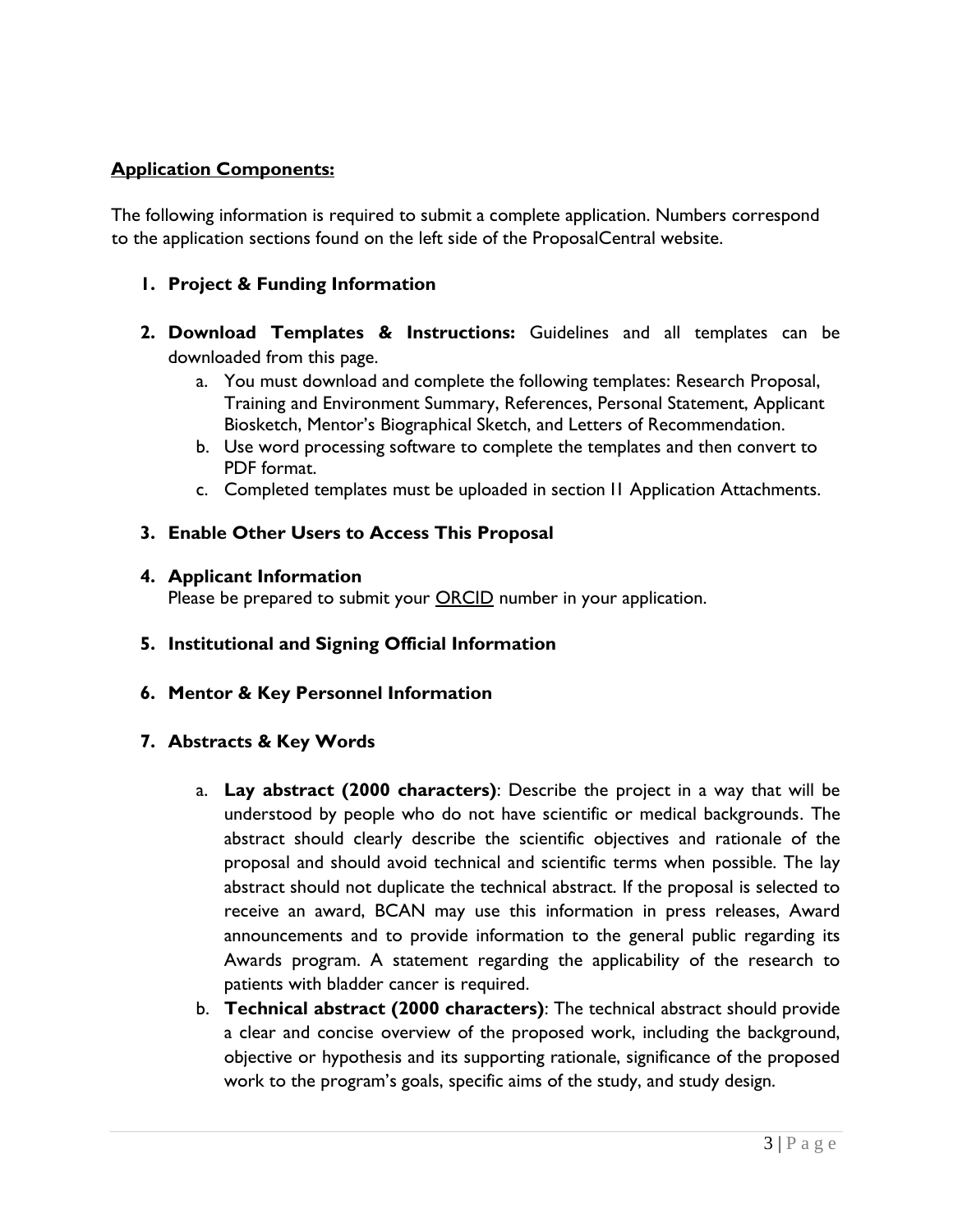**Application Components:**

The following information is required to submit a complete application. Numbers correspond to the application sections found on the left side of the ProposalCentral website.

1. **Project & Funding Information**

2. **Download Templates & Instructions:** Guidelines and all templates can be downloaded from this page.
   a. You must download and complete the following templates: Research Proposal, Training and Environment Summary, References, Personal Statement, Applicant Biosketch, Mentor's Biographical Sketch, and Letters of Recommendation.
   b. Use word processing software to complete the templates and then convert to PDF format.
   c. Completed templates must be uploaded in section 11 Application Attachments.

3. **Enable Other Users to Access This Proposal**

4. **Applicant Information**
   Please be prepared to submit your ORCID number in your application.

5. **Institutional and Signing Official Information**

6. **Mentor & Key Personnel Information**

7. **Abstracts & Key Words**
   a. **Lay abstract (2000 characters)**: Describe the project in a way that will be understood by people who do not have scientific or medical backgrounds. The abstract should clearly describe the scientific objectives and rationale of the proposal and should avoid technical and scientific terms when possible. The lay abstract should not duplicate the technical abstract. If the proposal is selected to receive an award, BCAN may use this information in press releases, Award announcements and to provide information to the general public regarding its Awards program. A statement regarding the applicability of the research to patients with bladder cancer is required.
   b. **Technical abstract (2000 characters)**: The technical abstract should provide a clear and concise overview of the proposed work, including the background, objective or hypothesis and its supporting rationale, significance of the proposed work to the program's goals, specific aims of the study, and study design.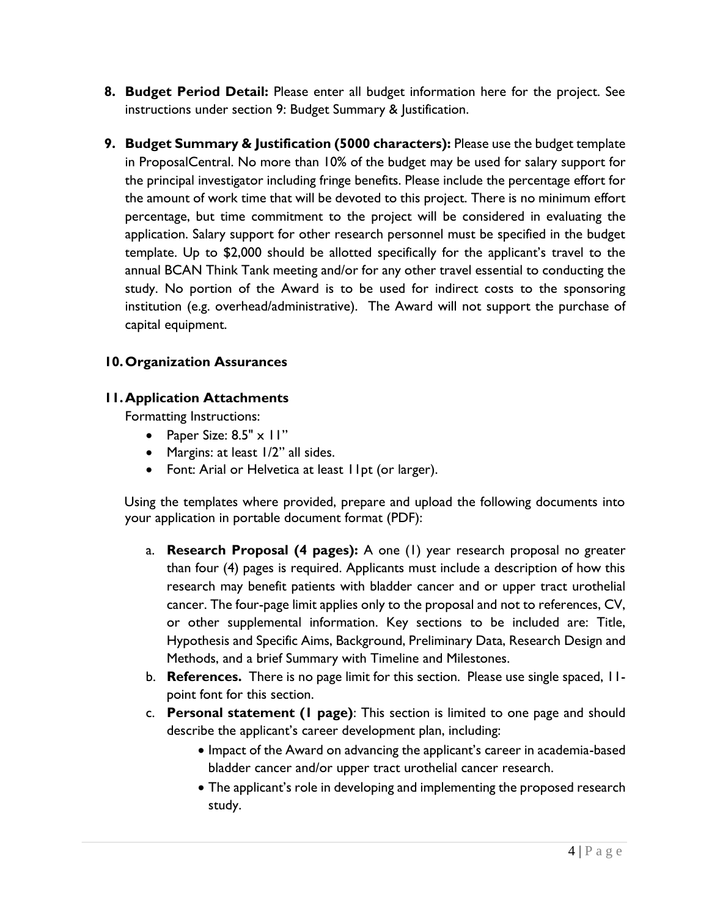8. **Budget Period Detail:** Please enter all budget information here for the project. See instructions under section 9: Budget Summary & Justification.

9. **Budget Summary & Justification (5000 characters):** Please use the budget template in ProposalCentral. No more than 10% of the budget may be used for salary support for the principal investigator including fringe benefits. Please include the percentage effort for the amount of work time that will be devoted to this project. There is no minimum effort percentage, but time commitment to the project will be considered in evaluating the application. Salary support for other research personnel must be specified in the budget template. Up to $2,000 should be allotted specifically for the applicant's travel to the annual BCAN Think Tank meeting and/or for any other travel essential to conducting the study. No portion of the Award is to be used for indirect costs to the sponsoring institution (e.g. overhead/administrative). The Award will not support the purchase of capital equipment.

## 10. Organization Assurances

## 11. Application Attachments

Formatting Instructions:

- Paper Size: 8.5" x 11"
- Margins: at least 1/2" all sides.
- Font: Arial or Helvetica at least 11pt (or larger).

Using the templates where provided, prepare and upload the following documents into your application in portable document format (PDF):

a. **Research Proposal (4 pages):** A one (1) year research proposal no greater than four (4) pages is required. Applicants must include a description of how this research may benefit patients with bladder cancer and or upper tract urothelial cancer. The four-page limit applies only to the proposal and not to references, CV, or other supplemental information. Key sections to be included are: Title, Hypothesis and Specific Aims, Background, Preliminary Data, Research Design and Methods, and a brief Summary with Timeline and Milestones.

b. **References.** There is no page limit for this section. Please use single spaced, 11-point font for this section.

c. **Personal statement (1 page)**: This section is limited to one page and should describe the applicant's career development plan, including:
    - Impact of the Award on advancing the applicant's career in academia-based bladder cancer and/or upper tract urothelial cancer research.
    - The applicant's role in developing and implementing the proposed research study.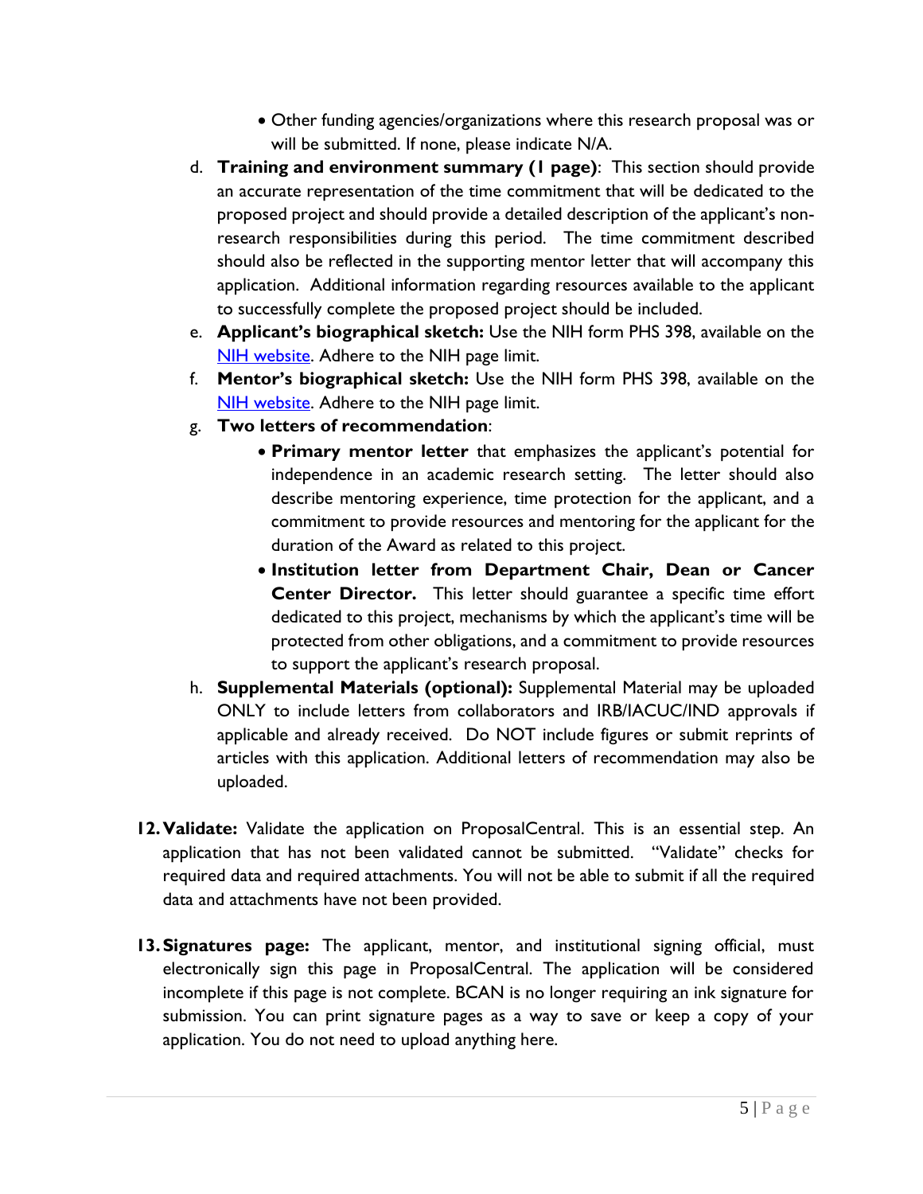- Other funding agencies/organizations where this research proposal was or will be submitted. If none, please indicate N/A.

d. **Training and environment summary (1 page)**: This section should provide an accurate representation of the time commitment that will be dedicated to the proposed project and should provide a detailed description of the applicant's non-research responsibilities during this period. The time commitment described should also be reflected in the supporting mentor letter that will accompany this application. Additional information regarding resources available to the applicant to successfully complete the proposed project should be included.

e. **Applicant's biographical sketch:** Use the NIH form PHS 398, available on the [NIH website](). Adhere to the NIH page limit.

f. **Mentor's biographical sketch:** Use the NIH form PHS 398, available on the [NIH website](). Adhere to the NIH page limit.

g. **Two letters of recommendation**:
   - **Primary mentor letter** that emphasizes the applicant's potential for independence in an academic research setting. The letter should also describe mentoring experience, time protection for the applicant, and a commitment to provide resources and mentoring for the applicant for the duration of the Award as related to this project.
   - **Institution letter from Department Chair, Dean or Cancer Center Director.** This letter should guarantee a specific time effort dedicated to this project, mechanisms by which the applicant's time will be protected from other obligations, and a commitment to provide resources to support the applicant's research proposal.

h. **Supplemental Materials (optional):** Supplemental Material may be uploaded ONLY to include letters from collaborators and IRB/IACUC/IND approvals if applicable and already received. Do NOT include figures or submit reprints of articles with this application. Additional letters of recommendation may also be uploaded.

12. **Validate:** Validate the application on ProposalCentral. This is an essential step. An application that has not been validated cannot be submitted. "Validate" checks for required data and required attachments. You will not be able to submit if all the required data and attachments have not been provided.

13. **Signatures page:** The applicant, mentor, and institutional signing official, must electronically sign this page in ProposalCentral. The application will be considered incomplete if this page is not complete. BCAN is no longer requiring an ink signature for submission. You can print signature pages as a way to save or keep a copy of your application. You do not need to upload anything here.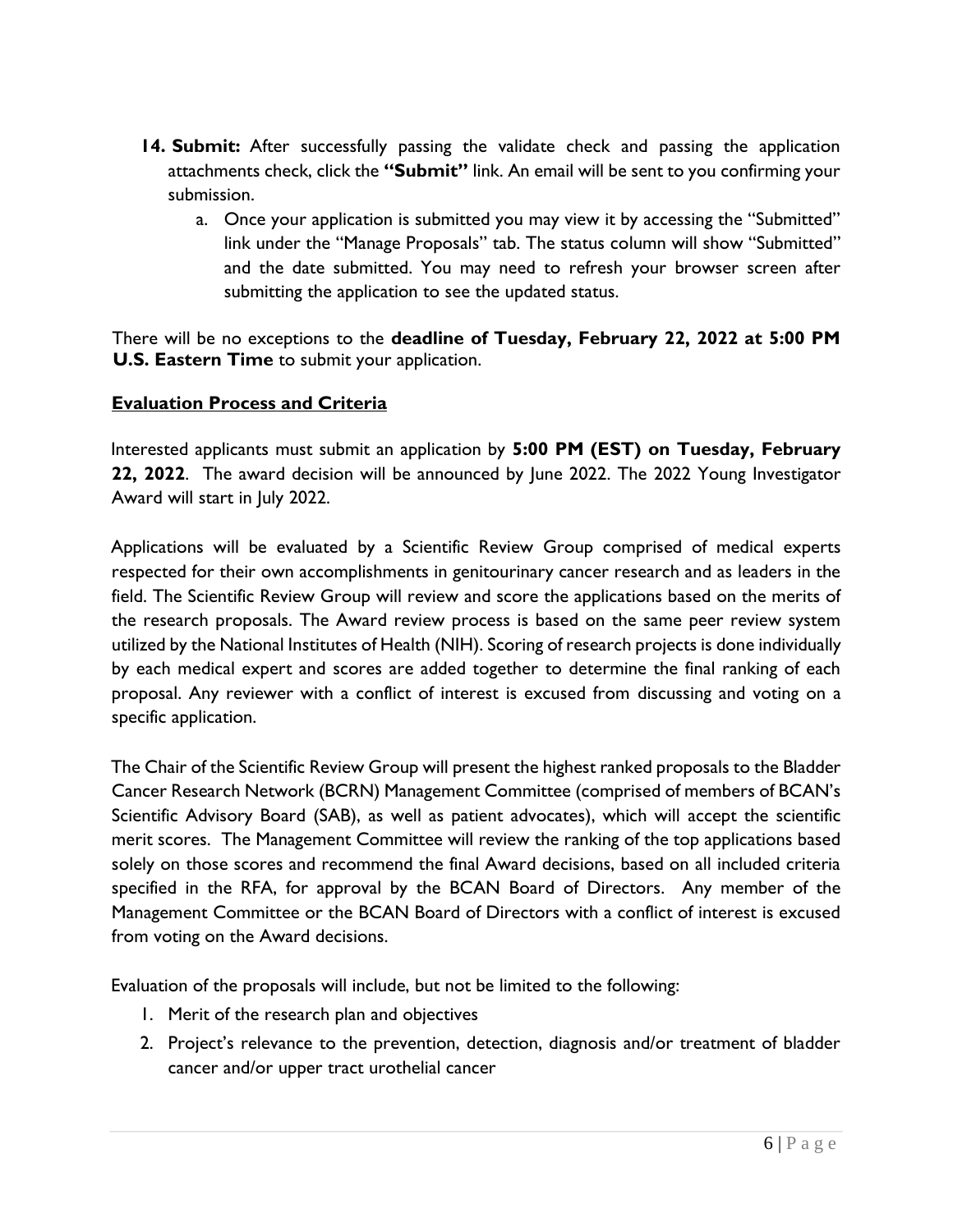14. **Submit:** After successfully passing the validate check and passing the application attachments check, click the **"Submit"** link. An email will be sent to you confirming your submission.
    a. Once your application is submitted you may view it by accessing the "Submitted" link under the "Manage Proposals" tab. The status column will show "Submitted" and the date submitted. You may need to refresh your browser screen after submitting the application to see the updated status.

There will be no exceptions to the **deadline of Tuesday, February 22, 2022 at 5:00 PM U.S. Eastern Time** to submit your application.

## Evaluation Process and Criteria

Interested applicants must submit an application by **5:00 PM (EST) on Tuesday, February 22, 2022**. The award decision will be announced by June 2022. The 2022 Young Investigator Award will start in July 2022.

Applications will be evaluated by a Scientific Review Group comprised of medical experts respected for their own accomplishments in genitourinary cancer research and as leaders in the field. The Scientific Review Group will review and score the applications based on the merits of the research proposals. The Award review process is based on the same peer review system utilized by the National Institutes of Health (NIH). Scoring of research projects is done individually by each medical expert and scores are added together to determine the final ranking of each proposal. Any reviewer with a conflict of interest is excused from discussing and voting on a specific application.

The Chair of the Scientific Review Group will present the highest ranked proposals to the Bladder Cancer Research Network (BCRN) Management Committee (comprised of members of BCAN's Scientific Advisory Board (SAB), as well as patient advocates), which will accept the scientific merit scores. The Management Committee will review the ranking of the top applications based solely on those scores and recommend the final Award decisions, based on all included criteria specified in the RFA, for approval by the BCAN Board of Directors. Any member of the Management Committee or the BCAN Board of Directors with a conflict of interest is excused from voting on the Award decisions.

Evaluation of the proposals will include, but not be limited to the following:

1. Merit of the research plan and objectives
2. Project's relevance to the prevention, detection, diagnosis and/or treatment of bladder cancer and/or upper tract urothelial cancer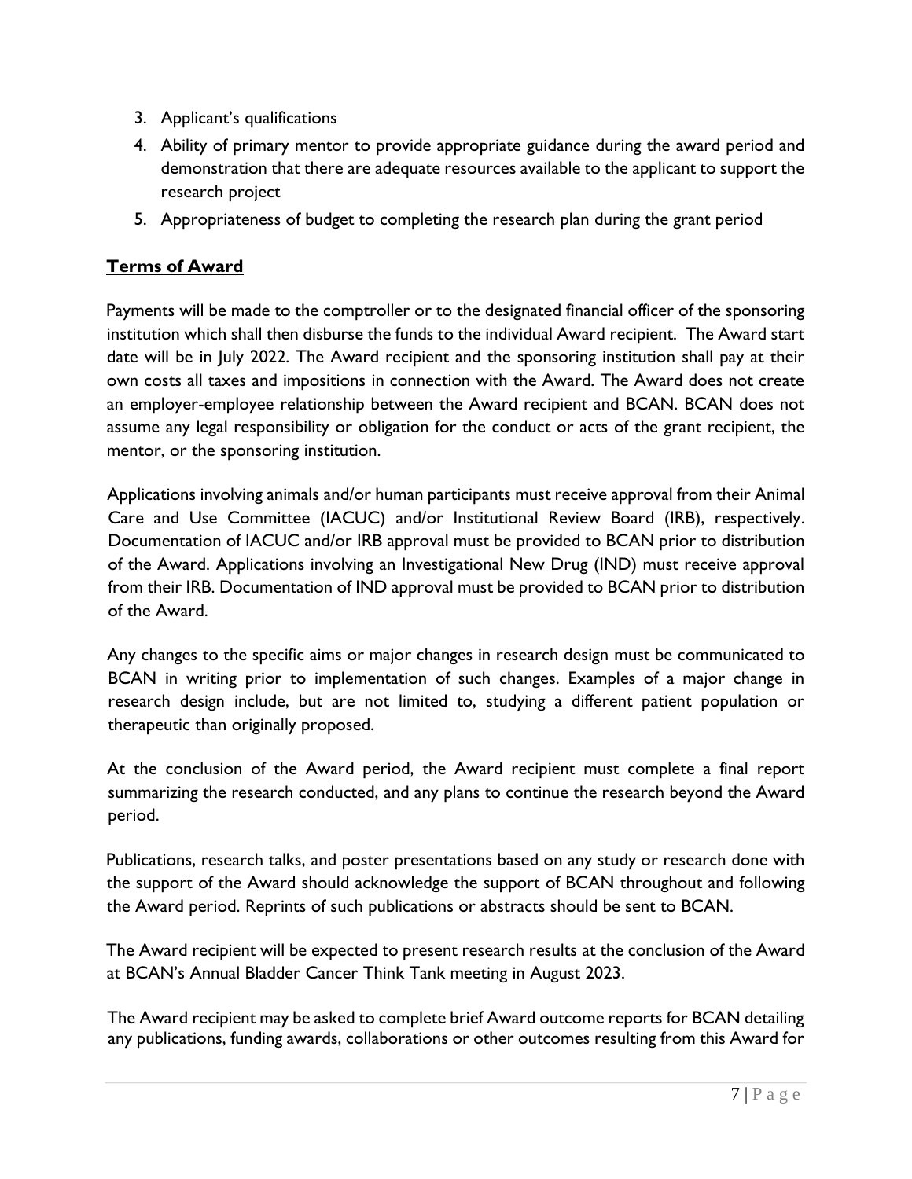3. Applicant's qualifications
4. Ability of primary mentor to provide appropriate guidance during the award period and demonstration that there are adequate resources available to the applicant to support the research project
5. Appropriateness of budget to completing the research plan during the grant period

## Terms of Award

Payments will be made to the comptroller or to the designated financial officer of the sponsoring institution which shall then disburse the funds to the individual Award recipient. The Award start date will be in July 2022. The Award recipient and the sponsoring institution shall pay at their own costs all taxes and impositions in connection with the Award. The Award does not create an employer-employee relationship between the Award recipient and BCAN. BCAN does not assume any legal responsibility or obligation for the conduct or acts of the grant recipient, the mentor, or the sponsoring institution.

Applications involving animals and/or human participants must receive approval from their Animal Care and Use Committee (IACUC) and/or Institutional Review Board (IRB), respectively. Documentation of IACUC and/or IRB approval must be provided to BCAN prior to distribution of the Award. Applications involving an Investigational New Drug (IND) must receive approval from their IRB. Documentation of IND approval must be provided to BCAN prior to distribution of the Award.

Any changes to the specific aims or major changes in research design must be communicated to BCAN in writing prior to implementation of such changes. Examples of a major change in research design include, but are not limited to, studying a different patient population or therapeutic than originally proposed.

At the conclusion of the Award period, the Award recipient must complete a final report summarizing the research conducted, and any plans to continue the research beyond the Award period.

Publications, research talks, and poster presentations based on any study or research done with the support of the Award should acknowledge the support of BCAN throughout and following the Award period. Reprints of such publications or abstracts should be sent to BCAN.

The Award recipient will be expected to present research results at the conclusion of the Award at BCAN's Annual Bladder Cancer Think Tank meeting in August 2023.

The Award recipient may be asked to complete brief Award outcome reports for BCAN detailing any publications, funding awards, collaborations or other outcomes resulting from this Award for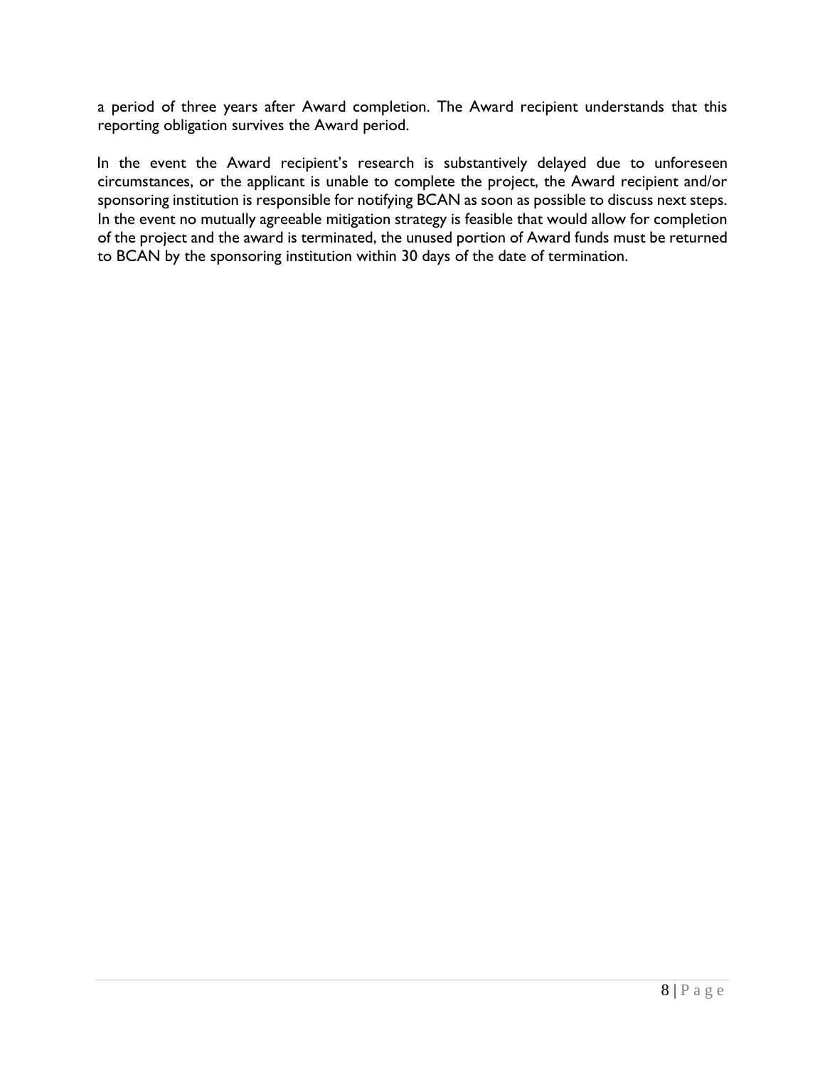a period of three years after Award completion. The Award recipient understands that this reporting obligation survives the Award period.

In the event the Award recipient's research is substantively delayed due to unforeseen circumstances, or the applicant is unable to complete the project, the Award recipient and/or sponsoring institution is responsible for notifying BCAN as soon as possible to discuss next steps. In the event no mutually agreeable mitigation strategy is feasible that would allow for completion of the project and the award is terminated, the unused portion of Award funds must be returned to BCAN by the sponsoring institution within 30 days of the date of termination.